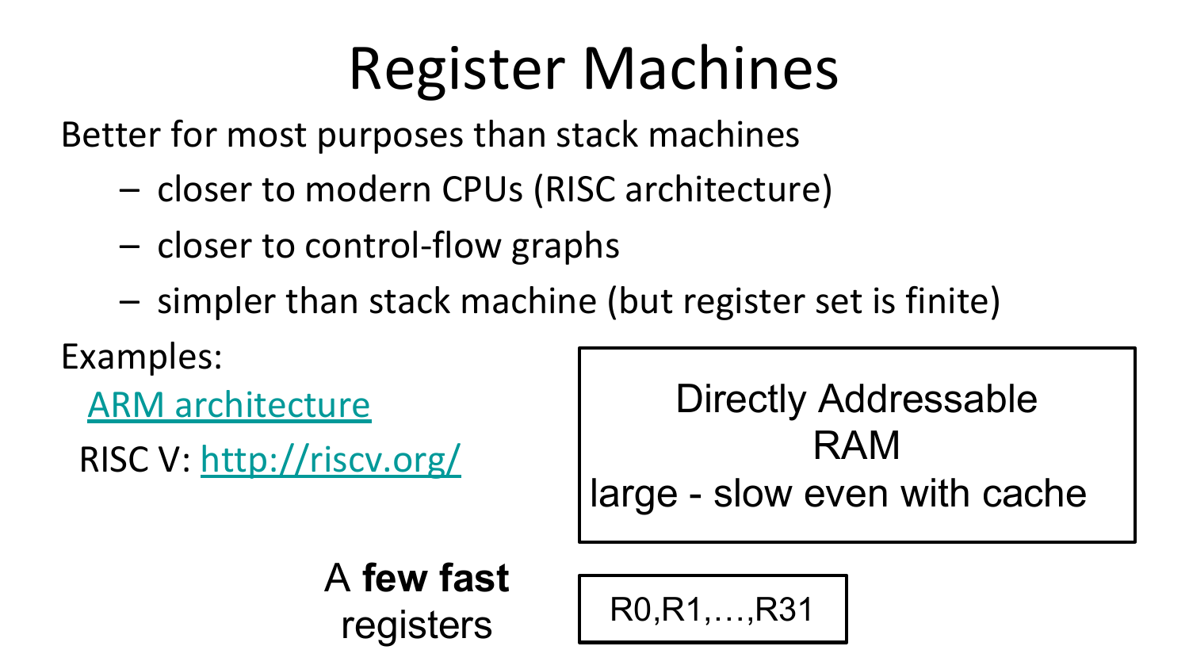# Register Machines

Better for most purposes than stack machines

- closer to modern CPUs (RISC architecture)
- closer to control-flow graphs
- simpler than stack machine (but register set is finite)

Examples:

[ARM architecture](ARM architecture)

RISC V: [http://riscv.org/](http://riscv.org/)

Directly Addressable RAM

large - slow even with cache

A **few fast** registers

R0,R1,…,R31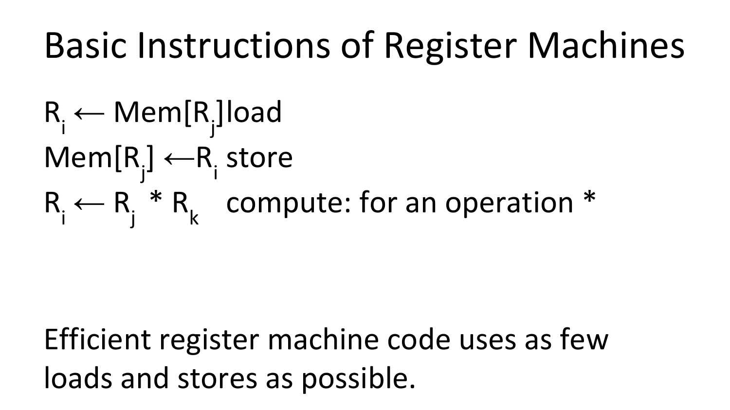# Basic Instructions of Register Machines

$R_i \leftarrow Mem[R_j]$load
$Mem[R_j] \leftarrow R_i$ store
$R_i \leftarrow R_j * R_k$   compute: for an operation *

Efficient register machine code uses as few loads and stores as possible.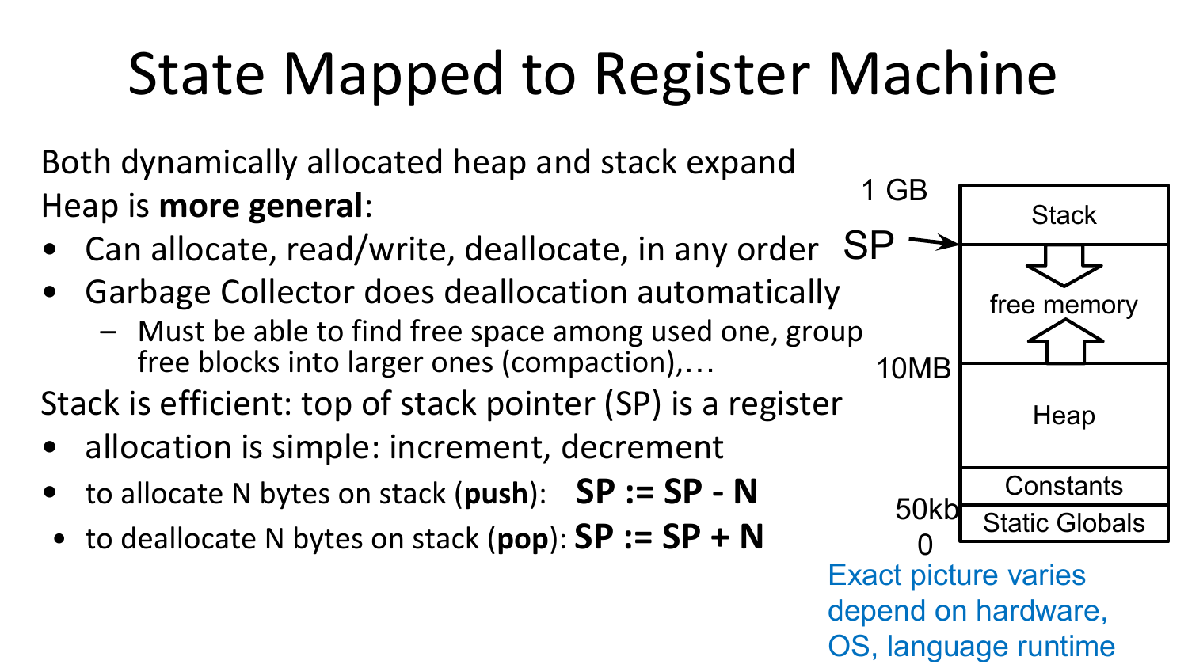# State Mapped to Register Machine

Both dynamically allocated heap and stack expand

Heap is **more general**:

- Can allocate, read/write, deallocate, in any order
- Garbage Collector does deallocation automatically
  - Must be able to find free space among used one, group free blocks into larger ones (compaction),…

Stack is efficient: top of stack pointer (SP) is a register

- allocation is simple: increment, decrement
- to allocate N bytes on stack (**push**): **SP := SP - N**
- to deallocate N bytes on stack (**pop**): **SP := SP + N**

1 GB

SP

Stack

free memory

10MB

Heap

Constants

50kb

Static Globals

0

Exact picture varies depend on hardware, OS, language runtime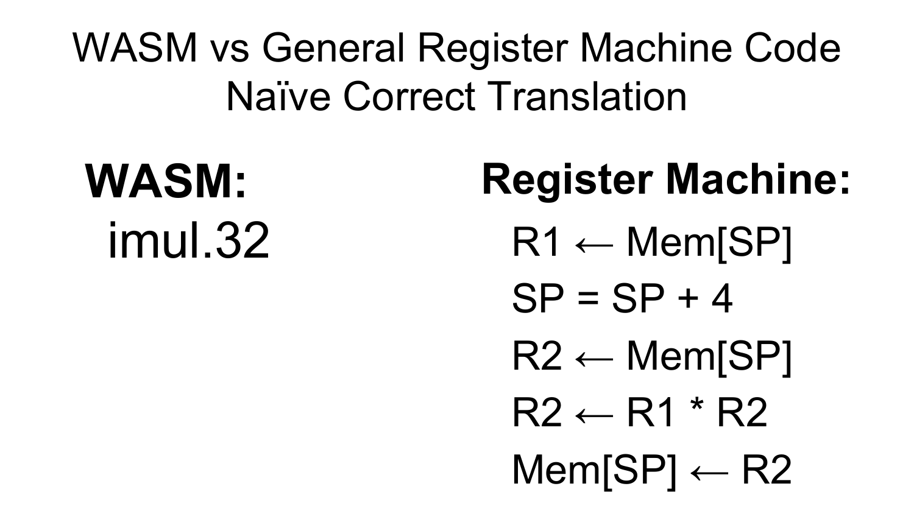# WASM vs General Register Machine Code
## Naïve Correct Translation

**WASM:**

```
imul.32
```

**Register Machine:**

```
R1 ← Mem[SP]
SP = SP + 4
R2 ← Mem[SP]
R2 ← R1 * R2
Mem[SP] ← R2
```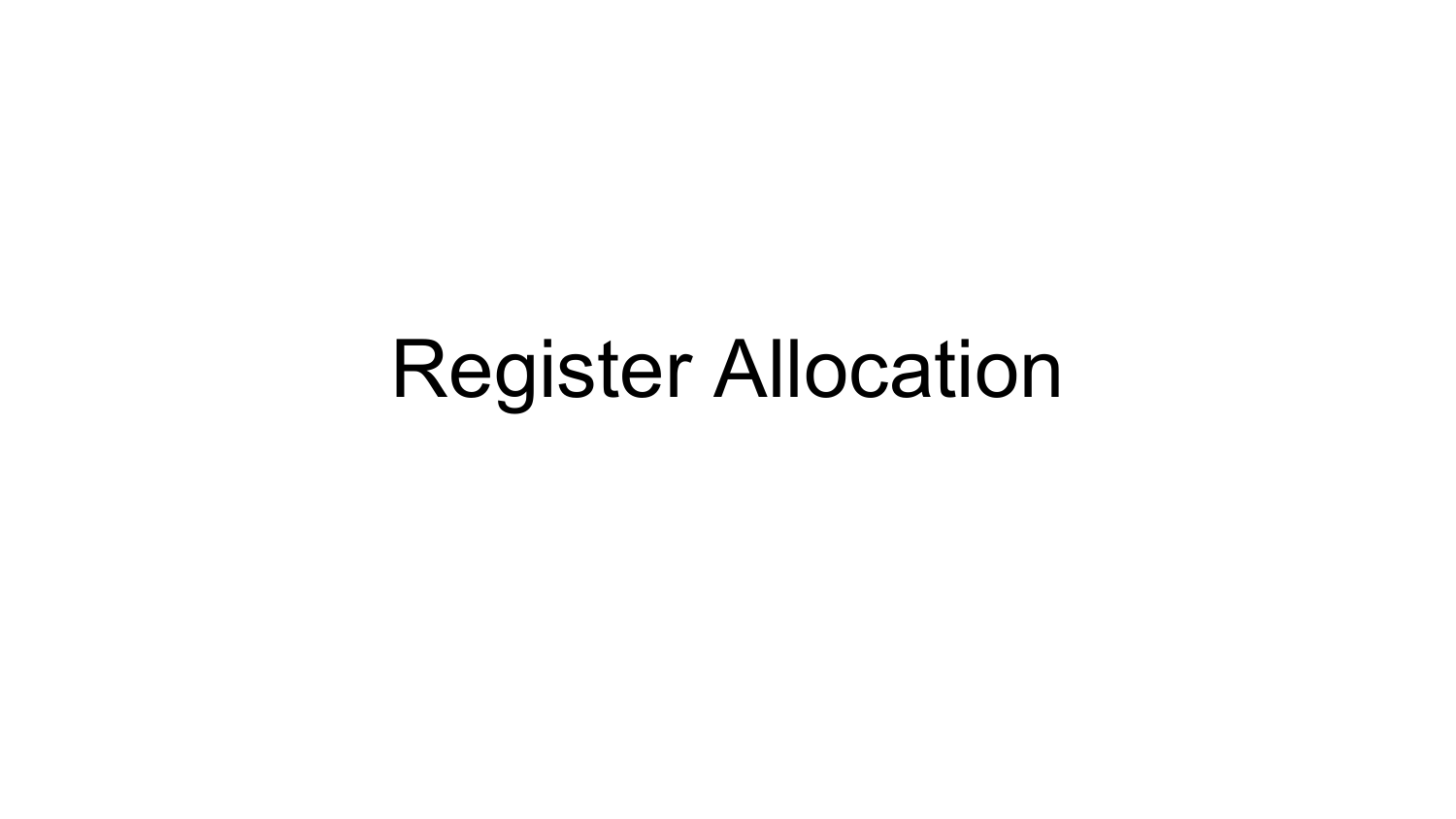# Register Allocation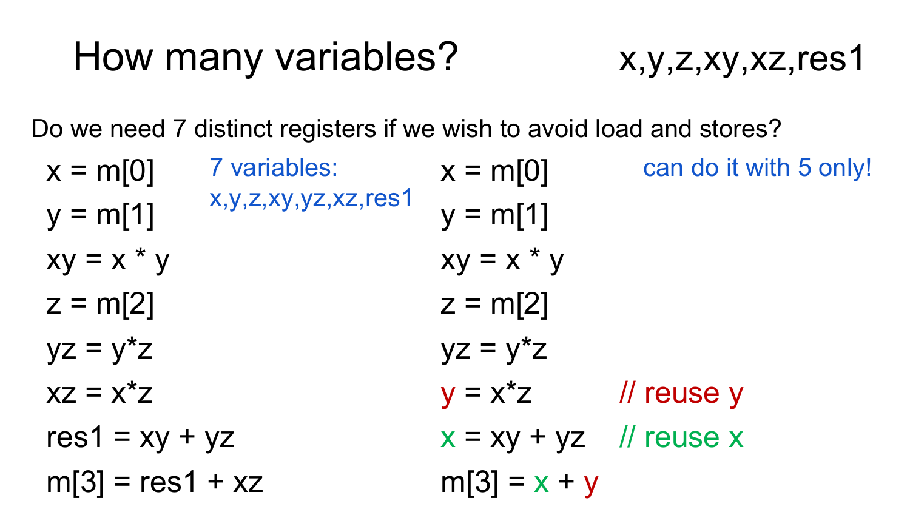# How many variables?

x,y,z,xy,xz,res1

Do we need 7 distinct registers if we wish to avoid load and stores?

7 variables: x,y,z,xy,yz,xz,res1

```
x = m[0]
y = m[1]
xy = x * y
z = m[2]
yz = y*z
xz = x*z
res1 = xy + yz
m[3] = res1 + xz
```

can do it with 5 only!

```
x = m[0]
y = m[1]
xy = x * y
z = m[2]
yz = y*z
y = x*z          // reuse y
x = xy + yz      // reuse x
m[3] = x + y
```